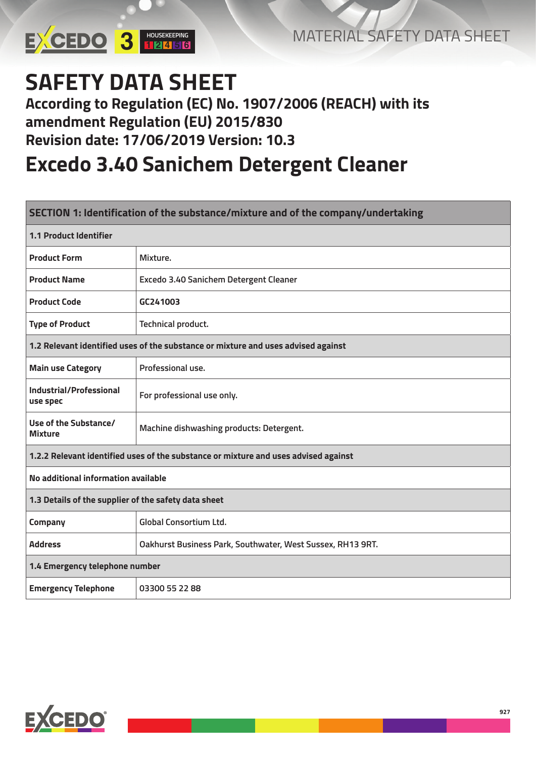# SAFETY DATA SHEET

## According to Regulation (EC) No. 1907/2006 (REACH) with its amendment Regulation (EU) 2015/830
## Revision date: 17/06/2019 Version: 10.3

# Excedo 3.40 Sanichem Detergent Cleaner

| SECTION 1: Identification of the substance/mixture and of the company/undertaking | |
|---|---|
| **1.1 Product Identifier** | |
| **Product Form** | Mixture. |
| **Product Name** | Excedo 3.40 Sanichem Detergent Cleaner |
| **Product Code** | GC241003 |
| **Type of Product** | Technical product. |
| **1.2 Relevant identified uses of the substance or mixture and uses advised against** | |
| **Main use Category** | Professional use. |
| **Industrial/Professional use spec** | For professional use only. |
| **Use of the Substance/ Mixture** | Machine dishwashing products: Detergent. |
| **1.2.2 Relevant identified uses of the substance or mixture and uses advised against** | |
| **No additional information available** | |
| **1.3 Details of the supplier of the safety data sheet** | |
| **Company** | Global Consortium Ltd. |
| **Address** | Oakhurst Business Park, Southwater, West Sussex, RH13 9RT. |
| **1.4 Emergency telephone number** | |
| **Emergency Telephone** | 03300 55 22 88 |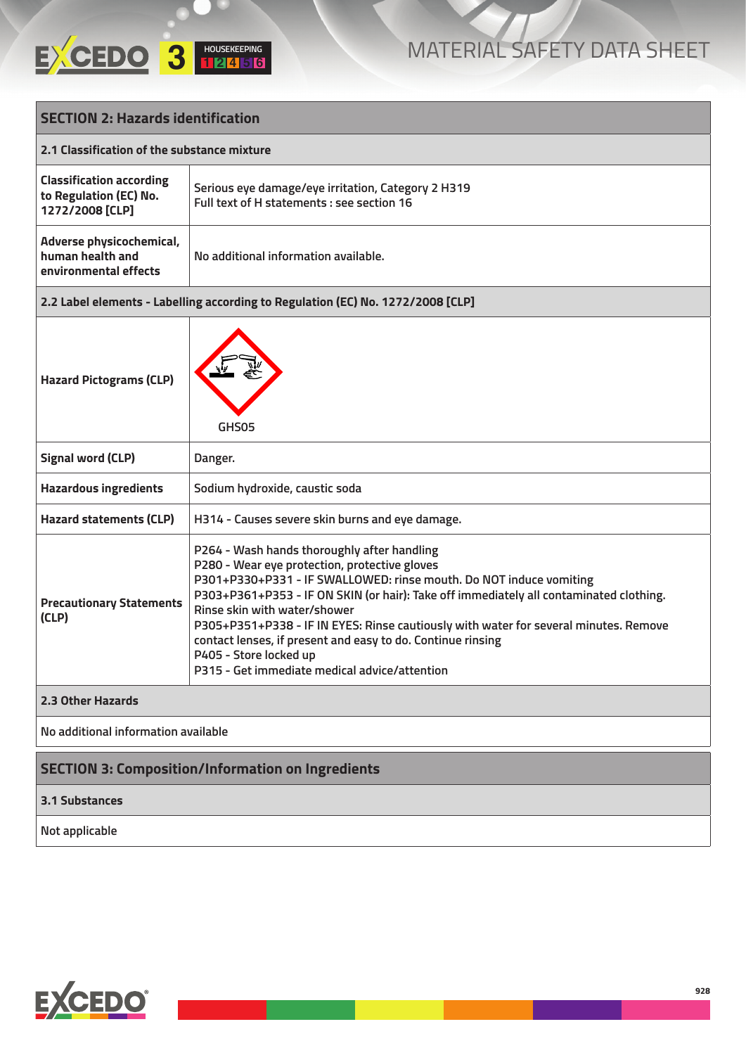## SECTION 2: Hazards identification

### 2.1 Classification of the substance mixture

| | |
|---|---|
| **Classification according to Regulation (EC) No. 1272/2008 [CLP]** | Serious eye damage/eye irritation, Category 2 H319<br>Full text of H statements : see section 16 |
| **Adverse physicochemical, human health and environmental effects** | No additional information available. |

### 2.2 Label elements - Labelling according to Regulation (EC) No. 1272/2008 [CLP]

| | |
|---|---|
| **Hazard Pictograms (CLP)** | GHS05 |
| **Signal word (CLP)** | Danger. |
| **Hazardous ingredients** | Sodium hydroxide, caustic soda |
| **Hazard statements (CLP)** | H314 - Causes severe skin burns and eye damage. |
| **Precautionary Statements (CLP)** | P264 - Wash hands thoroughly after handling<br>P280 - Wear eye protection, protective gloves<br>P301+P330+P331 - IF SWALLOWED: rinse mouth. Do NOT induce vomiting<br>P303+P361+P353 - IF ON SKIN (or hair): Take off immediately all contaminated clothing. Rinse skin with water/shower<br>P305+P351+P338 - IF IN EYES: Rinse cautiously with water for several minutes. Remove contact lenses, if present and easy to do. Continue rinsing<br>P405 - Store locked up<br>P315 - Get immediate medical advice/attention |

### 2.3 Other Hazards

No additional information available

## SECTION 3: Composition/Information on Ingredients

### 3.1 Substances

Not applicable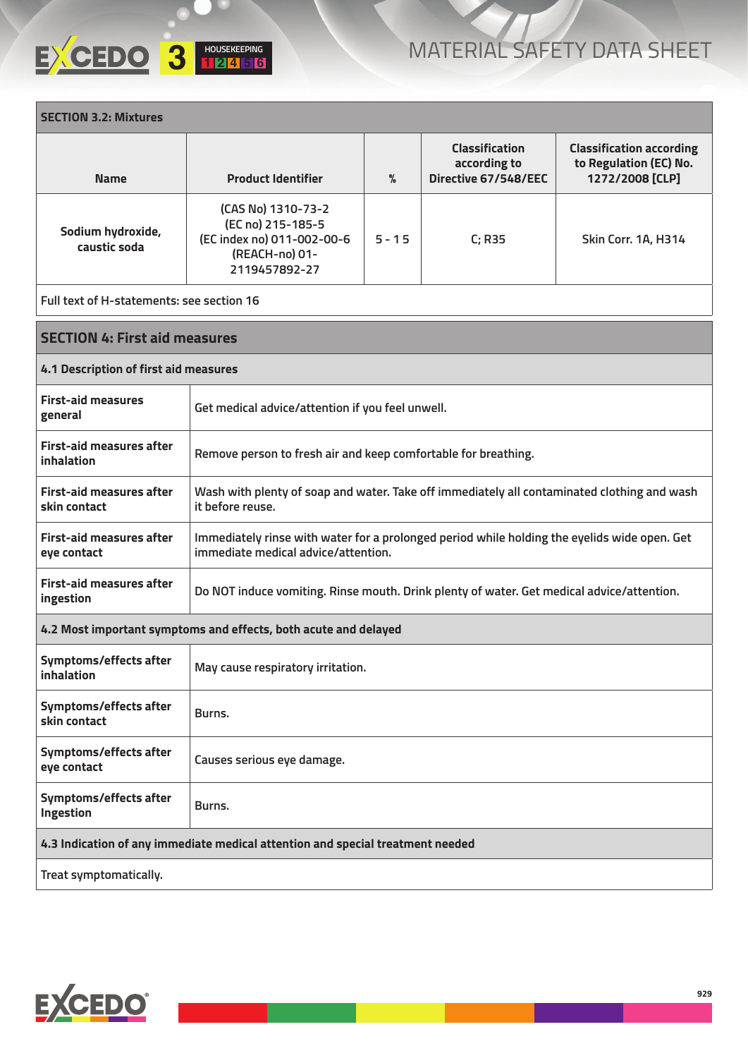## SECTION 3.2: Mixtures

| Name | Product Identifier | % | Classification according to Directive 67/548/EEC | Classification according to Regulation (EC) No. 1272/2008 [CLP] |
|---|---|---|---|---|
| Sodium hydroxide, caustic soda | (CAS No) 1310-73-2<br>(EC no) 215-185-5<br>(EC index no) 011-002-00-6<br>(REACH-no) 01-2119457892-27 | 5 - 15 | C; R35 | Skin Corr. 1A, H314 |

Full text of H-statements: see section 16

## SECTION 4: First aid measures

### 4.1 Description of first aid measures

| | |
|---|---|
| **First-aid measures general** | Get medical advice/attention if you feel unwell. |
| **First-aid measures after inhalation** | Remove person to fresh air and keep comfortable for breathing. |
| **First-aid measures after skin contact** | Wash with plenty of soap and water. Take off immediately all contaminated clothing and wash it before reuse. |
| **First-aid measures after eye contact** | Immediately rinse with water for a prolonged period while holding the eyelids wide open. Get immediate medical advice/attention. |
| **First-aid measures after ingestion** | Do NOT induce vomiting. Rinse mouth. Drink plenty of water. Get medical advice/attention. |

### 4.2 Most important symptoms and effects, both acute and delayed

| | |
|---|---|
| **Symptoms/effects after inhalation** | May cause respiratory irritation. |
| **Symptoms/effects after skin contact** | Burns. |
| **Symptoms/effects after eye contact** | Causes serious eye damage. |
| **Symptoms/effects after Ingestion** | Burns. |

### 4.3 Indication of any immediate medical attention and special treatment needed

Treat symptomatically.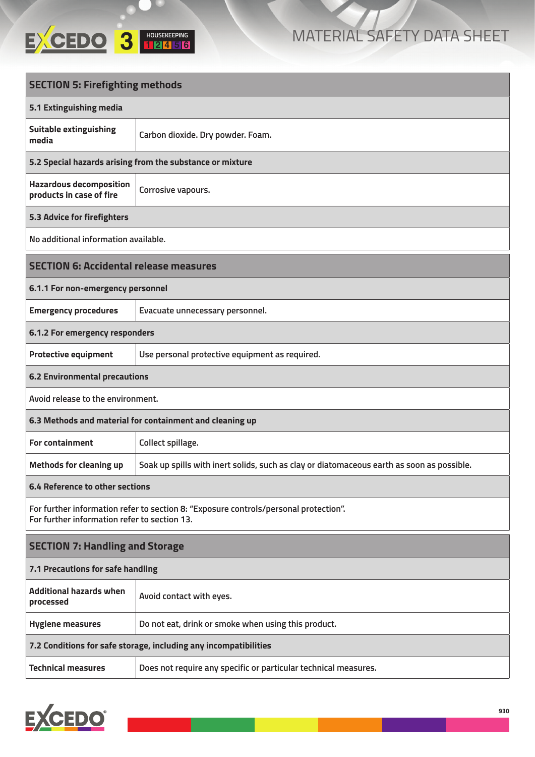## SECTION 5: Firefighting methods

### 5.1 Extinguishing media

| | |
|---|---|
| **Suitable extinguishing media** | Carbon dioxide. Dry powder. Foam. |

### 5.2 Special hazards arising from the substance or mixture

| | |
|---|---|
| **Hazardous decomposition products in case of fire** | Corrosive vapours. |

### 5.3 Advice for firefighters

No additional information available.

## SECTION 6: Accidental release measures

### 6.1.1 For non-emergency personnel

| | |
|---|---|
| **Emergency procedures** | Evacuate unnecessary personnel. |

### 6.1.2 For emergency responders

| | |
|---|---|
| **Protective equipment** | Use personal protective equipment as required. |

### 6.2 Environmental precautions

Avoid release to the environment.

### 6.3 Methods and material for containment and cleaning up

| | |
|---|---|
| **For containment** | Collect spillage. |
| **Methods for cleaning up** | Soak up spills with inert solids, such as clay or diatomaceous earth as soon as possible. |

### 6.4 Reference to other sections

For further information refer to section 8: "Exposure controls/personal protection".
For further information refer to section 13.

## SECTION 7: Handling and Storage

### 7.1 Precautions for safe handling

| | |
|---|---|
| **Additional hazards when processed** | Avoid contact with eyes. |
| **Hygiene measures** | Do not eat, drink or smoke when using this product. |

### 7.2 Conditions for safe storage, including any incompatibilities

| | |
|---|---|
| **Technical measures** | Does not require any specific or particular technical measures. |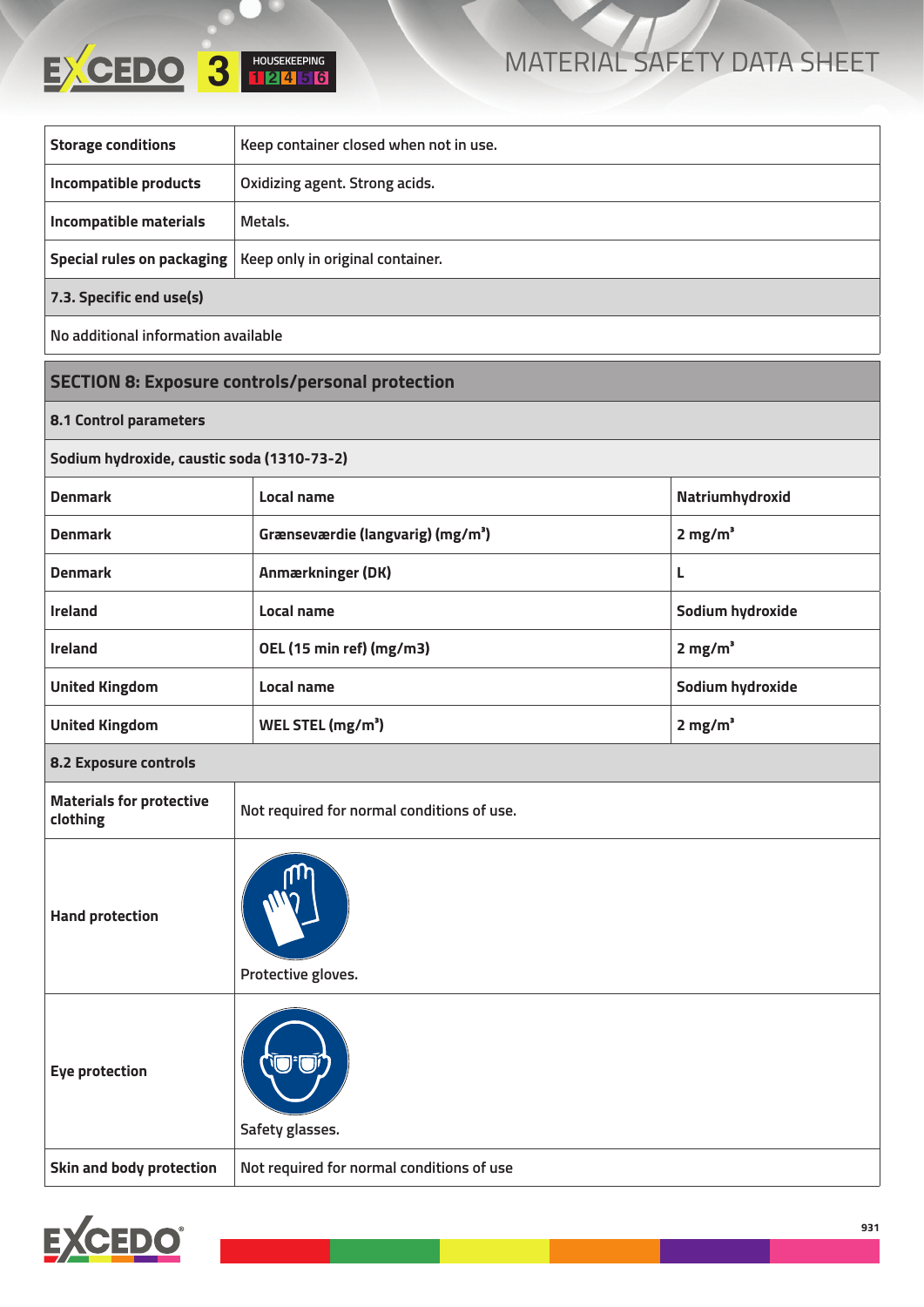| Storage conditions | Keep container closed when not in use. |
|---|---|
| Incompatible products | Oxidizing agent. Strong acids. |
| Incompatible materials | Metals. |
| Special rules on packaging | Keep only in original container. |

**7.3. Specific end use(s)**

No additional information available

## SECTION 8: Exposure controls/personal protection

### 8.1 Control parameters

**Sodium hydroxide, caustic soda (1310-73-2)**

| Country | Parameter | Value |
|---|---|---|
| Denmark | Local name | Natriumhydroxid |
| Denmark | Grænseværdie (langvarig) ($mg/m^3$) | 2 $mg/m^3$ |
| Denmark | Anmærkninger (DK) | L |
| Ireland | Local name | Sodium hydroxide |
| Ireland | OEL (15 min ref) (mg/m3) | 2 $mg/m^3$ |
| United Kingdom | Local name | Sodium hydroxide |
| United Kingdom | WEL STEL ($mg/m^3$) | 2 $mg/m^3$ |

### 8.2 Exposure controls

| Materials for protective clothing | Not required for normal conditions of use. |
|---|---|
| Hand protection | Protective gloves. |
| Eye protection | Safety glasses. |
| Skin and body protection | Not required for normal conditions of use |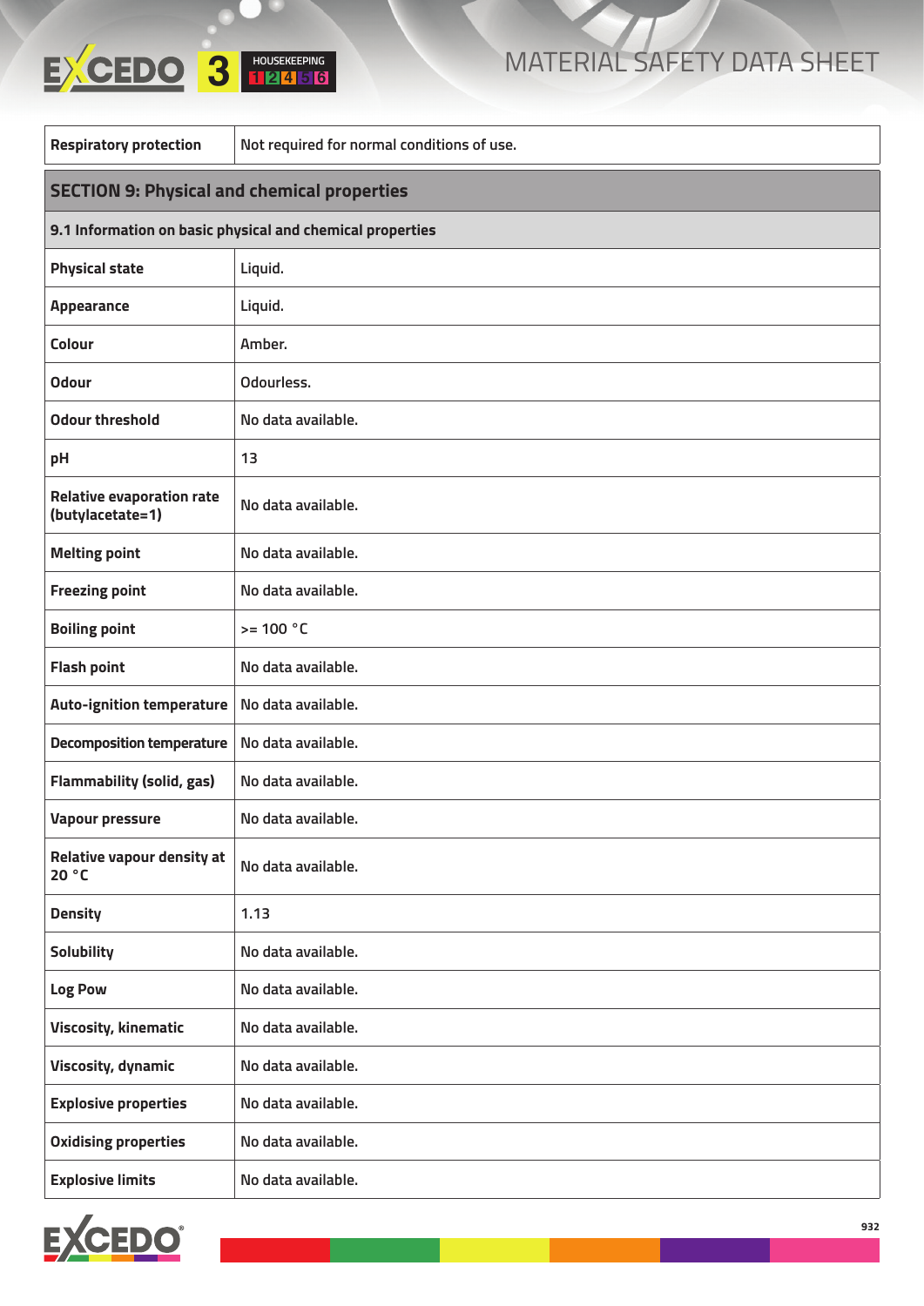| Respiratory protection | Not required for normal conditions of use. |
|---|---|

## SECTION 9: Physical and chemical properties

### 9.1 Information on basic physical and chemical properties

| | |
|---|---|
| **Physical state** | Liquid. |
| **Appearance** | Liquid. |
| **Colour** | Amber. |
| **Odour** | Odourless. |
| **Odour threshold** | No data available. |
| **pH** | 13 |
| **Relative evaporation rate (butylacetate=1)** | No data available. |
| **Melting point** | No data available. |
| **Freezing point** | No data available. |
| **Boiling point** | >= 100 °C |
| **Flash point** | No data available. |
| **Auto-ignition temperature** | No data available. |
| **Decomposition temperature** | No data available. |
| **Flammability (solid, gas)** | No data available. |
| **Vapour pressure** | No data available. |
| **Relative vapour density at 20 °C** | No data available. |
| **Density** | 1.13 |
| **Solubility** | No data available. |
| **Log Pow** | No data available. |
| **Viscosity, kinematic** | No data available. |
| **Viscosity, dynamic** | No data available. |
| **Explosive properties** | No data available. |
| **Oxidising properties** | No data available. |
| **Explosive limits** | No data available. |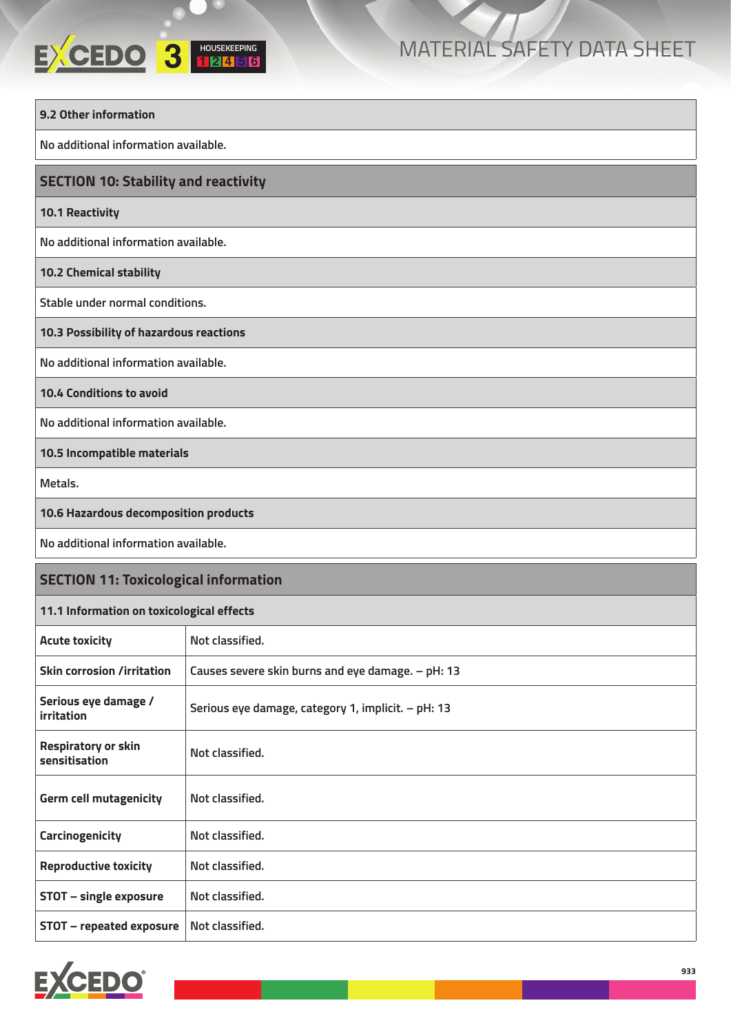### 9.2 Other information

No additional information available.

## SECTION 10: Stability and reactivity

### 10.1 Reactivity

No additional information available.

### 10.2 Chemical stability

Stable under normal conditions.

### 10.3 Possibility of hazardous reactions

No additional information available.

### 10.4 Conditions to avoid

No additional information available.

### 10.5 Incompatible materials

Metals.

### 10.6 Hazardous decomposition products

No additional information available.

## SECTION 11: Toxicological information

### 11.1 Information on toxicological effects

| | |
|---|---|
| **Acute toxicity** | Not classified. |
| **Skin corrosion /irritation** | Causes severe skin burns and eye damage. – pH: 13 |
| **Serious eye damage / irritation** | Serious eye damage, category 1, implicit. – pH: 13 |
| **Respiratory or skin sensitisation** | Not classified. |
| **Germ cell mutagenicity** | Not classified. |
| **Carcinogenicity** | Not classified. |
| **Reproductive toxicity** | Not classified. |
| **STOT – single exposure** | Not classified. |
| **STOT – repeated exposure** | Not classified. |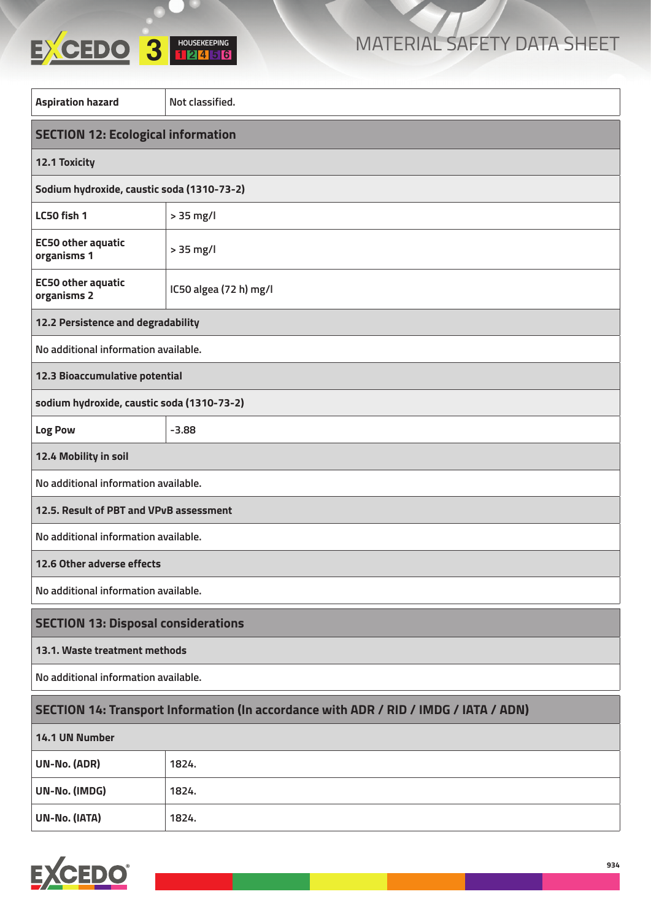| Aspiration hazard | Not classified. |
|---|---|

## SECTION 12: Ecological information

### 12.1 Toxicity

**Sodium hydroxide, caustic soda (1310-73-2)**

| | |
|---|---|
| **LC50 fish 1** | > 35 mg/l |
| **EC50 other aquatic organisms 1** | > 35 mg/l |
| **EC50 other aquatic organisms 2** | IC50 algea (72 h) mg/l |

### 12.2 Persistence and degradability

No additional information available.

### 12.3 Bioaccumulative potential

**sodium hydroxide, caustic soda (1310-73-2)**

| | |
|---|---|
| **Log Pow** | -3.88 |

### 12.4 Mobility in soil

No additional information available.

### 12.5. Result of PBT and VPvB assessment

No additional information available.

### 12.6 Other adverse effects

No additional information available.

## SECTION 13: Disposal considerations

### 13.1. Waste treatment methods

No additional information available.

## SECTION 14: Transport Information (In accordance with ADR / RID / IMDG / IATA / ADN)

### 14.1 UN Number

| | |
|---|---|
| **UN-No. (ADR)** | 1824. |
| **UN-No. (IMDG)** | 1824. |
| **UN-No. (IATA)** | 1824. |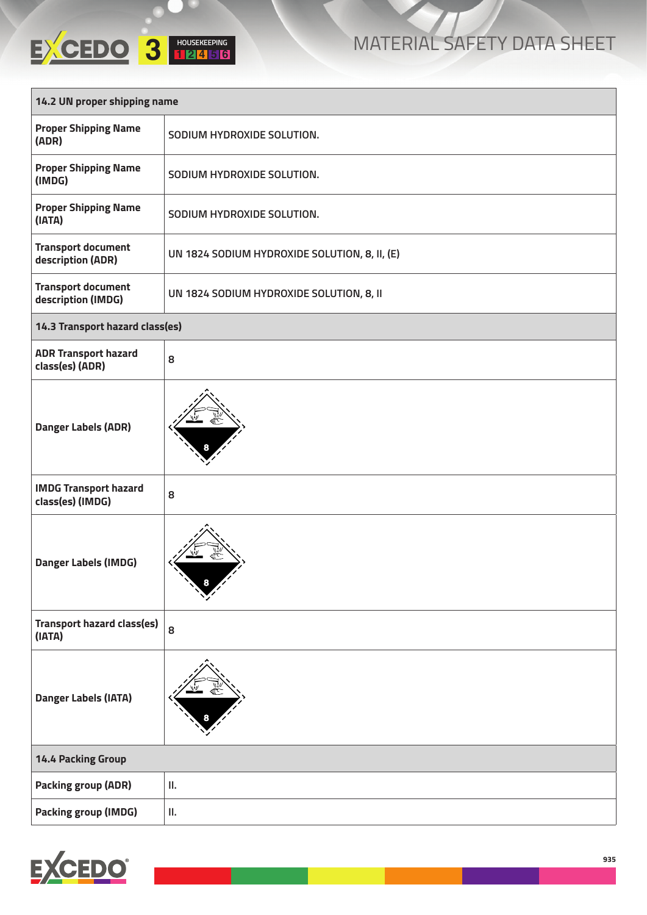| 14.2 UN proper shipping name | |
|---|---|
| Proper Shipping Name (ADR) | SODIUM HYDROXIDE SOLUTION. |
| Proper Shipping Name (IMDG) | SODIUM HYDROXIDE SOLUTION. |
| Proper Shipping Name (IATA) | SODIUM HYDROXIDE SOLUTION. |
| Transport document description (ADR) | UN 1824 SODIUM HYDROXIDE SOLUTION, 8, II, (E) |
| Transport document description (IMDG) | UN 1824 SODIUM HYDROXIDE SOLUTION, 8, II |
| **14.3 Transport hazard class(es)** | |
| ADR Transport hazard class(es) (ADR) | 8 |
| Danger Labels (ADR) | 8 |
| IMDG Transport hazard class(es) (IMDG) | 8 |
| Danger Labels (IMDG) | 8 |
| Transport hazard class(es) (IATA) | 8 |
| Danger Labels (IATA) | 8 |
| **14.4 Packing Group** | |
| Packing group (ADR) | II. |
| Packing group (IMDG) | II. |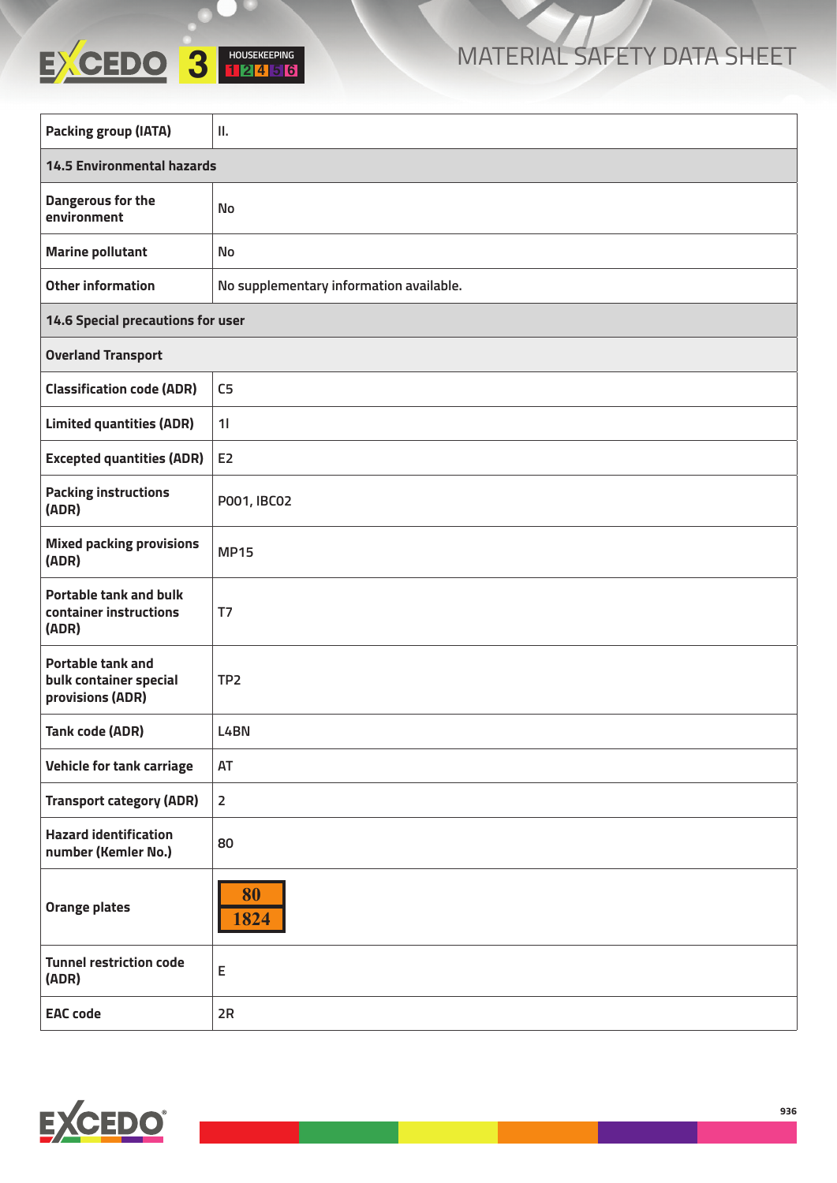| | |
|---|---|
| **Packing group (IATA)** | II. |
| **14.5 Environmental hazards** | |
| **Dangerous for the environment** | No |
| **Marine pollutant** | No |
| **Other information** | No supplementary information available. |
| **14.6 Special precautions for user** | |
| **Overland Transport** | |
| **Classification code (ADR)** | C5 |
| **Limited quantities (ADR)** | 1l |
| **Excepted quantities (ADR)** | E2 |
| **Packing instructions (ADR)** | P001, IBC02 |
| **Mixed packing provisions (ADR)** | MP15 |
| **Portable tank and bulk container instructions (ADR)** | T7 |
| **Portable tank and bulk container special provisions (ADR)** | TP2 |
| **Tank code (ADR)** | L4BN |
| **Vehicle for tank carriage** | AT |
| **Transport category (ADR)** | 2 |
| **Hazard identification number (Kemler No.)** | 80 |
| **Orange plates** | 80 / 1824 |
| **Tunnel restriction code (ADR)** | E |
| **EAC code** | 2R |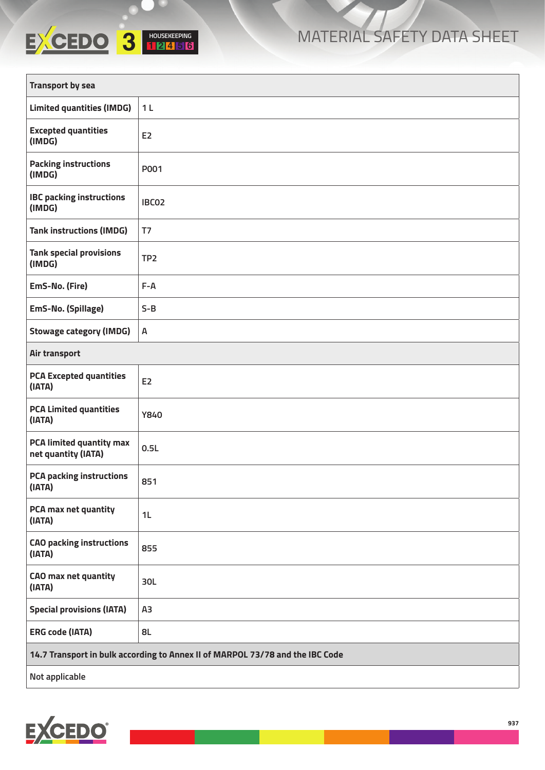| Transport by sea | |
|---|---|
| Limited quantities (IMDG) | 1 L |
| Excepted quantities (IMDG) | E2 |
| Packing instructions (IMDG) | P001 |
| IBC packing instructions (IMDG) | IBC02 |
| Tank instructions (IMDG) | T7 |
| Tank special provisions (IMDG) | TP2 |
| EmS-No. (Fire) | F-A |
| EmS-No. (Spillage) | S-B |
| Stowage category (IMDG) | A |
| **Air transport** | |
| PCA Excepted quantities (IATA) | E2 |
| PCA Limited quantities (IATA) | Y840 |
| PCA limited quantity max net quantity (IATA) | 0.5L |
| PCA packing instructions (IATA) | 851 |
| PCA max net quantity (IATA) | 1L |
| CAO packing instructions (IATA) | 855 |
| CAO max net quantity (IATA) | 30L |
| Special provisions (IATA) | A3 |
| ERG code (IATA) | 8L |

| 14.7 Transport in bulk according to Annex II of MARPOL 73/78 and the IBC Code |
|---|
| Not applicable |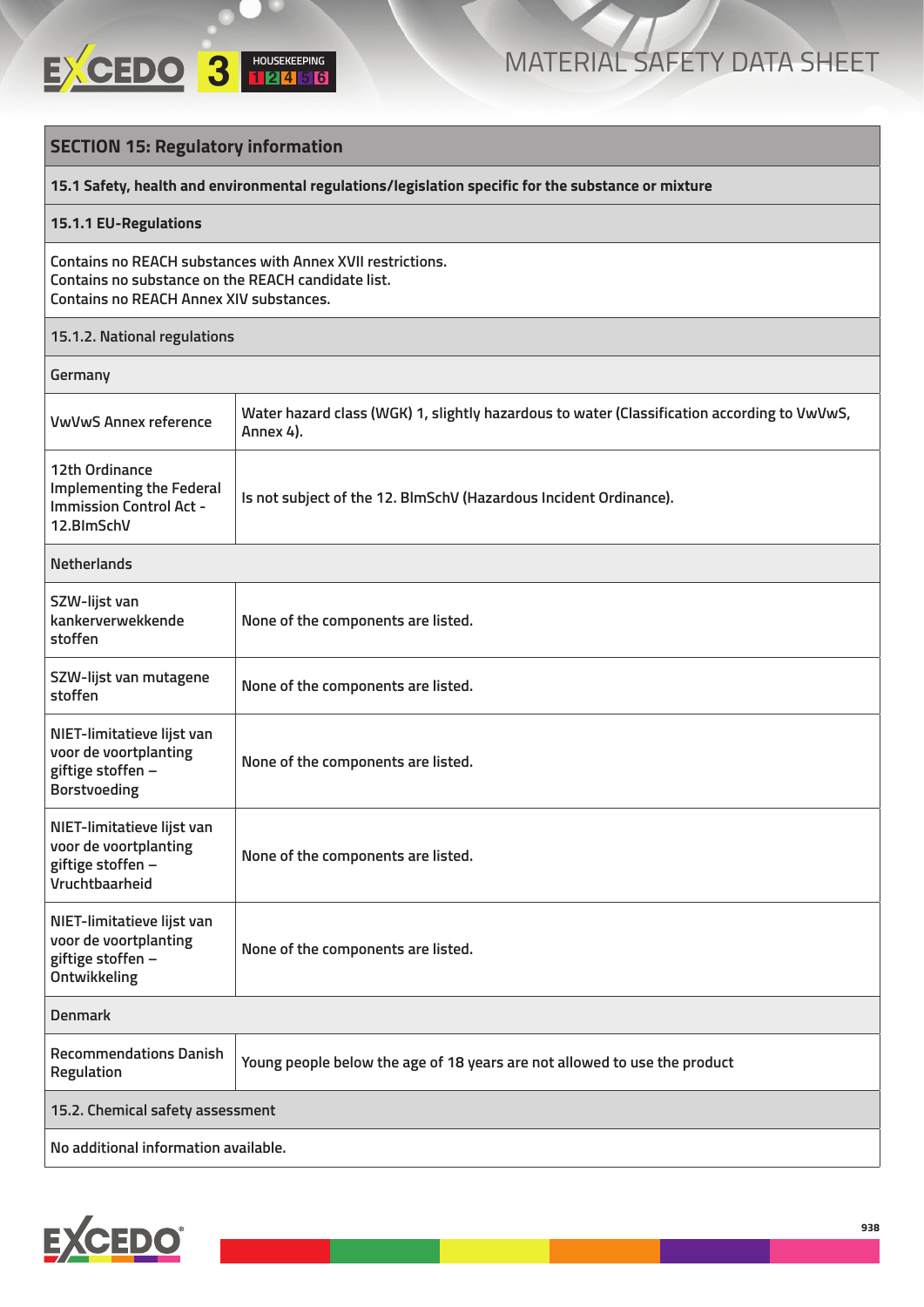## SECTION 15: Regulatory information

### 15.1 Safety, health and environmental regulations/legislation specific for the substance or mixture

#### 15.1.1 EU-Regulations

Contains no REACH substances with Annex XVII restrictions.
Contains no substance on the REACH candidate list.
Contains no REACH Annex XIV substances.

#### 15.1.2. National regulations

**Germany**

| | |
|---|---|
| VwVwS Annex reference | Water hazard class (WGK) 1, slightly hazardous to water (Classification according to VwVwS, Annex 4). |
| 12th Ordinance Implementing the Federal Immission Control Act - 12.BImSchV | Is not subject of the 12. BlmSchV (Hazardous Incident Ordinance). |

**Netherlands**

| | |
|---|---|
| SZW-lijst van kankerverwekkende stoffen | None of the components are listed. |
| SZW-lijst van mutagene stoffen | None of the components are listed. |
| NIET-limitatieve lijst van voor de voortplanting giftige stoffen – Borstvoeding | None of the components are listed. |
| NIET-limitatieve lijst van voor de voortplanting giftige stoffen – Vruchtbaarheid | None of the components are listed. |
| NIET-limitatieve lijst van voor de voortplanting giftige stoffen – Ontwikkeling | None of the components are listed. |

**Denmark**

| | |
|---|---|
| Recommendations Danish Regulation | Young people below the age of 18 years are not allowed to use the product |

### 15.2. Chemical safety assessment

No additional information available.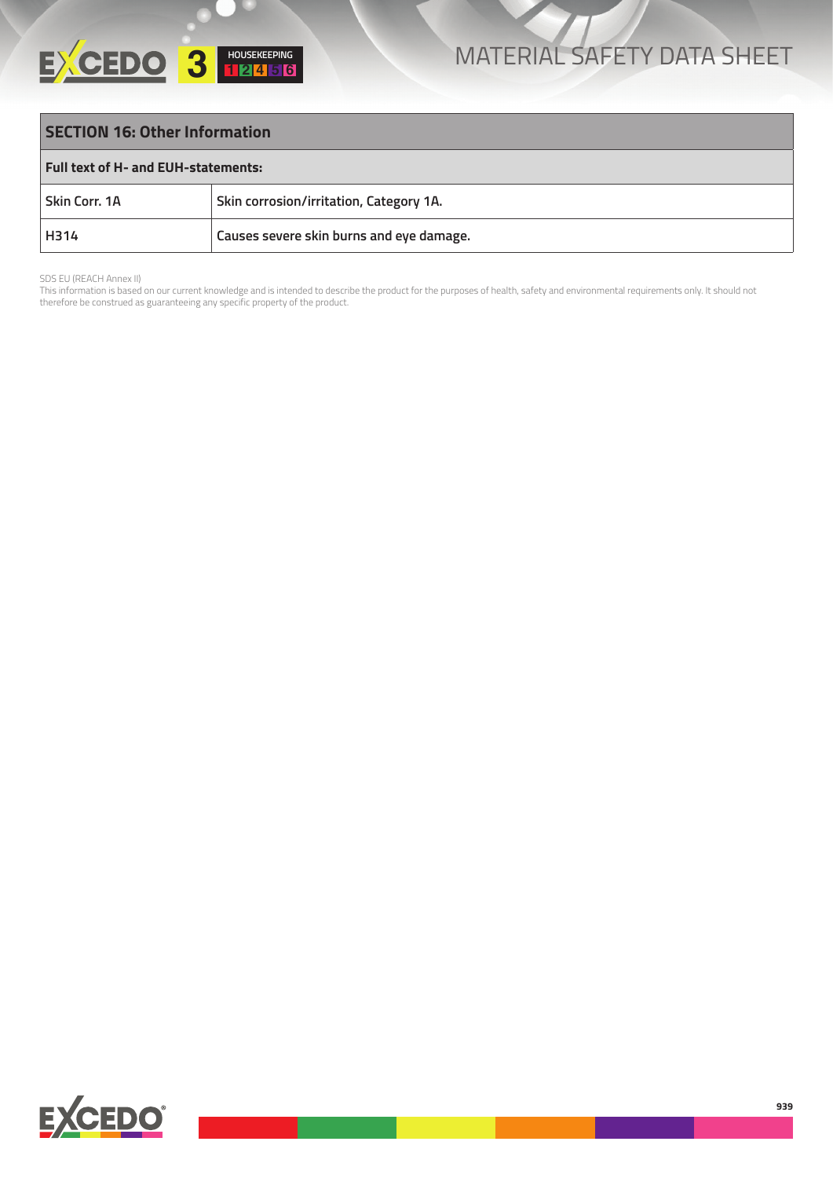## SECTION 16: Other Information

**Full text of H- and EUH-statements:**

| | |
|---|---|
| **Skin Corr. 1A** | **Skin corrosion/irritation, Category 1A.** |
| **H314** | **Causes severe skin burns and eye damage.** |

SDS EU (REACH Annex II)

This information is based on our current knowledge and is intended to describe the product for the purposes of health, safety and environmental requirements only. It should not therefore be construed as guaranteeing any specific property of the product.